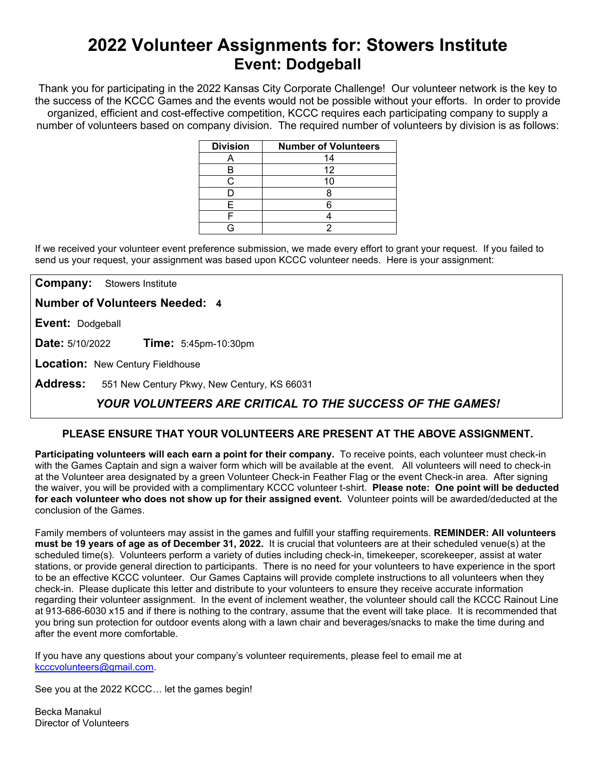# 2022 Volunteer Assignments for: Stowers Institute

## Event: Dodgeball

Thank you for participating in the 2022 Kansas City Corporate Challenge! Our volunteer network is the key to the success of the KCCC Games and the events would not be possible without your efforts. In order to provide organized, efficient and cost-effective competition, KCCC requires each participating company to supply a number of volunteers based on company division. The required number of volunteers by division is as follows:

| Division | Number of Volunteers |
|---|---|
| A | 14 |
| B | 12 |
| C | 10 |
| D | 8 |
| E | 6 |
| F | 4 |
| G | 2 |

If we received your volunteer event preference submission, we made every effort to grant your request. If you failed to send us your request, your assignment was based upon KCCC volunteer needs. Here is your assignment:

**Company:** Stowers Institute

**Number of Volunteers Needed:** **4**

**Event:** Dodgeball

**Date:** 5/10/2022 **Time:** 5:45pm-10:30pm

**Location:** New Century Fieldhouse

**Address:** 551 New Century Pkwy, New Century, KS 66031

***YOUR VOLUNTEERS ARE CRITICAL TO THE SUCCESS OF THE GAMES!***

**PLEASE ENSURE THAT YOUR VOLUNTEERS ARE PRESENT AT THE ABOVE ASSIGNMENT.**

**Participating volunteers will each earn a point for their company.** To receive points, each volunteer must check-in with the Games Captain and sign a waiver form which will be available at the event. All volunteers will need to check-in at the Volunteer area designated by a green Volunteer Check-in Feather Flag or the event Check-in area. After signing the waiver, you will be provided with a complimentary KCCC volunteer t-shirt. **Please note: One point will be deducted for each volunteer who does not show up for their assigned event.** Volunteer points will be awarded/deducted at the conclusion of the Games.

Family members of volunteers may assist in the games and fulfill your staffing requirements. **REMINDER: All volunteers must be 19 years of age as of December 31, 2022.** It is crucial that volunteers are at their scheduled venue(s) at the scheduled time(s). Volunteers perform a variety of duties including check-in, timekeeper, scorekeeper, assist at water stations, or provide general direction to participants. There is no need for your volunteers to have experience in the sport to be an effective KCCC volunteer. Our Games Captains will provide complete instructions to all volunteers when they check-in. Please duplicate this letter and distribute to your volunteers to ensure they receive accurate information regarding their volunteer assignment. In the event of inclement weather, the volunteer should call the KCCC Rainout Line at 913-686-6030 x15 and if there is nothing to the contrary, assume that the event will take place. It is recommended that you bring sun protection for outdoor events along with a lawn chair and beverages/snacks to make the time during and after the event more comfortable.

If you have any questions about your company's volunteer requirements, please feel to email me at kcccvolunteers@gmail.com.

See you at the 2022 KCCC… let the games begin!

Becka Manakul
Director of Volunteers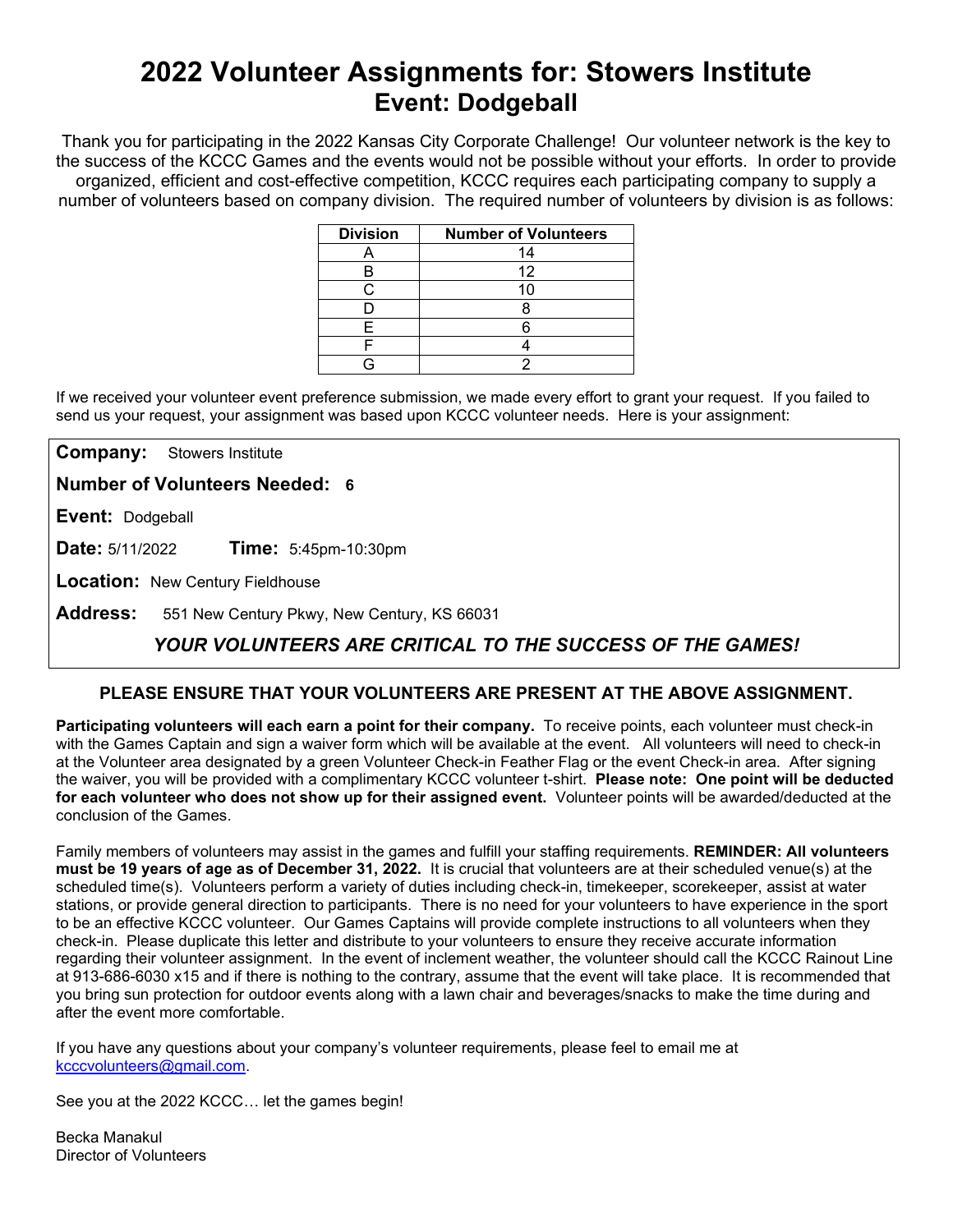# 2022 Volunteer Assignments for: Stowers Institute

## Event: Dodgeball

Thank you for participating in the 2022 Kansas City Corporate Challenge! Our volunteer network is the key to the success of the KCCC Games and the events would not be possible without your efforts. In order to provide organized, efficient and cost-effective competition, KCCC requires each participating company to supply a number of volunteers based on company division. The required number of volunteers by division is as follows:

| Division | Number of Volunteers |
|---|---|
| A | 14 |
| B | 12 |
| C | 10 |
| D | 8 |
| E | 6 |
| F | 4 |
| G | 2 |

If we received your volunteer event preference submission, we made every effort to grant your request. If you failed to send us your request, your assignment was based upon KCCC volunteer needs. Here is your assignment:

**Company:** Stowers Institute

**Number of Volunteers Needed:** **6**

**Event:** Dodgeball

**Date:** 5/11/2022 **Time:** 5:45pm-10:30pm

**Location:** New Century Fieldhouse

**Address:** 551 New Century Pkwy, New Century, KS 66031

***YOUR VOLUNTEERS ARE CRITICAL TO THE SUCCESS OF THE GAMES!***

**PLEASE ENSURE THAT YOUR VOLUNTEERS ARE PRESENT AT THE ABOVE ASSIGNMENT.**

**Participating volunteers will each earn a point for their company.** To receive points, each volunteer must check-in with the Games Captain and sign a waiver form which will be available at the event. All volunteers will need to check-in at the Volunteer area designated by a green Volunteer Check-in Feather Flag or the event Check-in area. After signing the waiver, you will be provided with a complimentary KCCC volunteer t-shirt. **Please note: One point will be deducted for each volunteer who does not show up for their assigned event.** Volunteer points will be awarded/deducted at the conclusion of the Games.

Family members of volunteers may assist in the games and fulfill your staffing requirements. **REMINDER: All volunteers must be 19 years of age as of December 31, 2022.** It is crucial that volunteers are at their scheduled venue(s) at the scheduled time(s). Volunteers perform a variety of duties including check-in, timekeeper, scorekeeper, assist at water stations, or provide general direction to participants. There is no need for your volunteers to have experience in the sport to be an effective KCCC volunteer. Our Games Captains will provide complete instructions to all volunteers when they check-in. Please duplicate this letter and distribute to your volunteers to ensure they receive accurate information regarding their volunteer assignment. In the event of inclement weather, the volunteer should call the KCCC Rainout Line at 913-686-6030 x15 and if there is nothing to the contrary, assume that the event will take place. It is recommended that you bring sun protection for outdoor events along with a lawn chair and beverages/snacks to make the time during and after the event more comfortable.

If you have any questions about your company's volunteer requirements, please feel to email me at kcccvolunteers@gmail.com.

See you at the 2022 KCCC… let the games begin!

Becka Manakul
Director of Volunteers